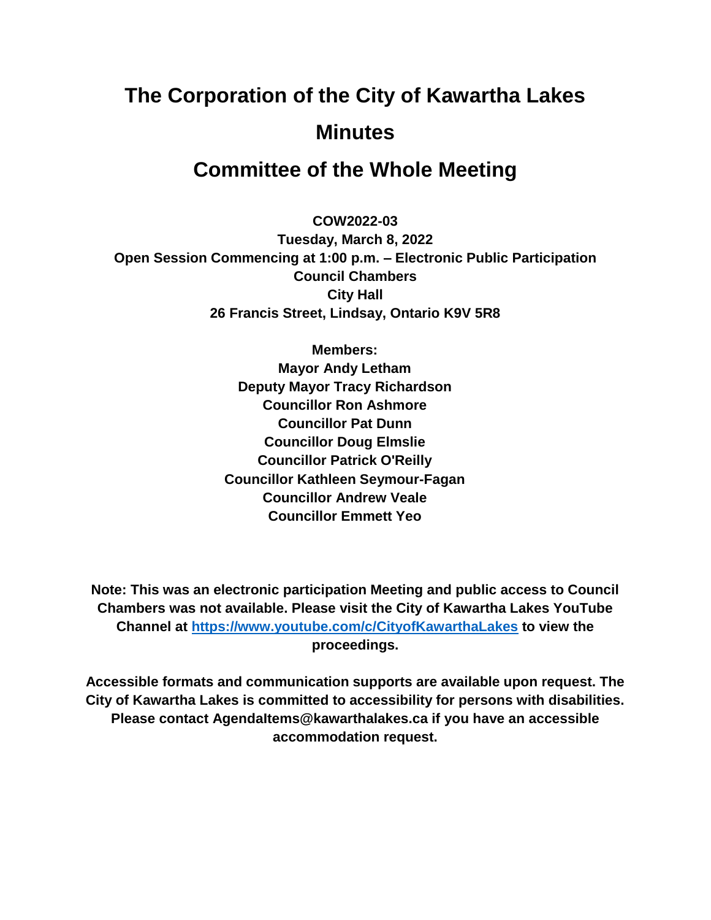# The Corporation of the City of Kawartha Lakes

# Minutes

# Committee of the Whole Meeting

**COW2022-03**
**Tuesday, March 8, 2022**
**Open Session Commencing at 1:00 p.m. – Electronic Public Participation**
**Council Chambers**
**City Hall**
**26 Francis Street, Lindsay, Ontario K9V 5R8**

**Members:**
**Mayor Andy Letham**
**Deputy Mayor Tracy Richardson**
**Councillor Ron Ashmore**
**Councillor Pat Dunn**
**Councillor Doug Elmslie**
**Councillor Patrick O'Reilly**
**Councillor Kathleen Seymour-Fagan**
**Councillor Andrew Veale**
**Councillor Emmett Yeo**

**Note: This was an electronic participation Meeting and public access to Council Chambers was not available. Please visit the City of Kawartha Lakes YouTube Channel at [https://www.youtube.com/c/CityofKawarthaLakes](https://www.youtube.com/c/CityofKawarthaLakes) to view the proceedings.**

**Accessible formats and communication supports are available upon request. The City of Kawartha Lakes is committed to accessibility for persons with disabilities. Please contact AgendaItems@kawarthalakes.ca if you have an accessible accommodation request.**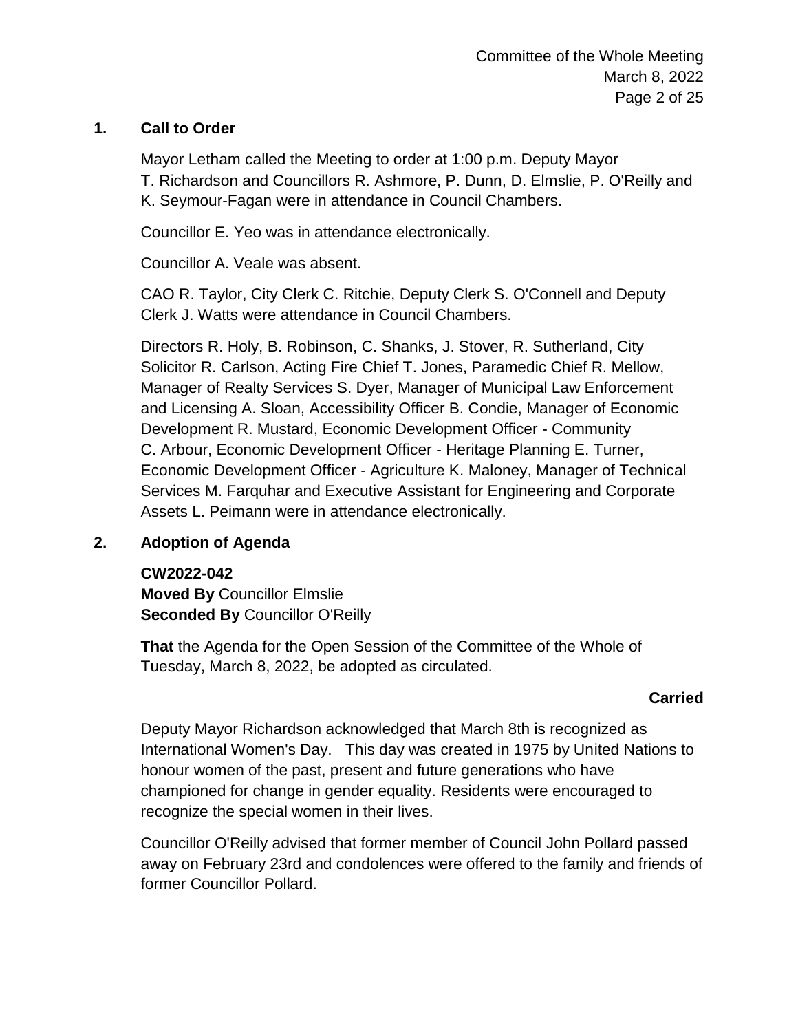## 1. Call to Order

Mayor Letham called the Meeting to order at 1:00 p.m. Deputy Mayor T. Richardson and Councillors R. Ashmore, P. Dunn, D. Elmslie, P. O'Reilly and K. Seymour-Fagan were in attendance in Council Chambers.

Councillor E. Yeo was in attendance electronically.

Councillor A. Veale was absent.

CAO R. Taylor, City Clerk C. Ritchie, Deputy Clerk S. O'Connell and Deputy Clerk J. Watts were attendance in Council Chambers.

Directors R. Holy, B. Robinson, C. Shanks, J. Stover, R. Sutherland, City Solicitor R. Carlson, Acting Fire Chief T. Jones, Paramedic Chief R. Mellow, Manager of Realty Services S. Dyer, Manager of Municipal Law Enforcement and Licensing A. Sloan, Accessibility Officer B. Condie, Manager of Economic Development R. Mustard, Economic Development Officer - Community C. Arbour, Economic Development Officer - Heritage Planning E. Turner, Economic Development Officer - Agriculture K. Maloney, Manager of Technical Services M. Farquhar and Executive Assistant for Engineering and Corporate Assets L. Peimann were in attendance electronically.

## 2. Adoption of Agenda

**CW2022-042**
**Moved By** Councillor Elmslie
**Seconded By** Councillor O'Reilly

**That** the Agenda for the Open Session of the Committee of the Whole of Tuesday, March 8, 2022, be adopted as circulated.

**Carried**

Deputy Mayor Richardson acknowledged that March 8th is recognized as International Women's Day. This day was created in 1975 by United Nations to honour women of the past, present and future generations who have championed for change in gender equality. Residents were encouraged to recognize the special women in their lives.

Councillor O'Reilly advised that former member of Council John Pollard passed away on February 23rd and condolences were offered to the family and friends of former Councillor Pollard.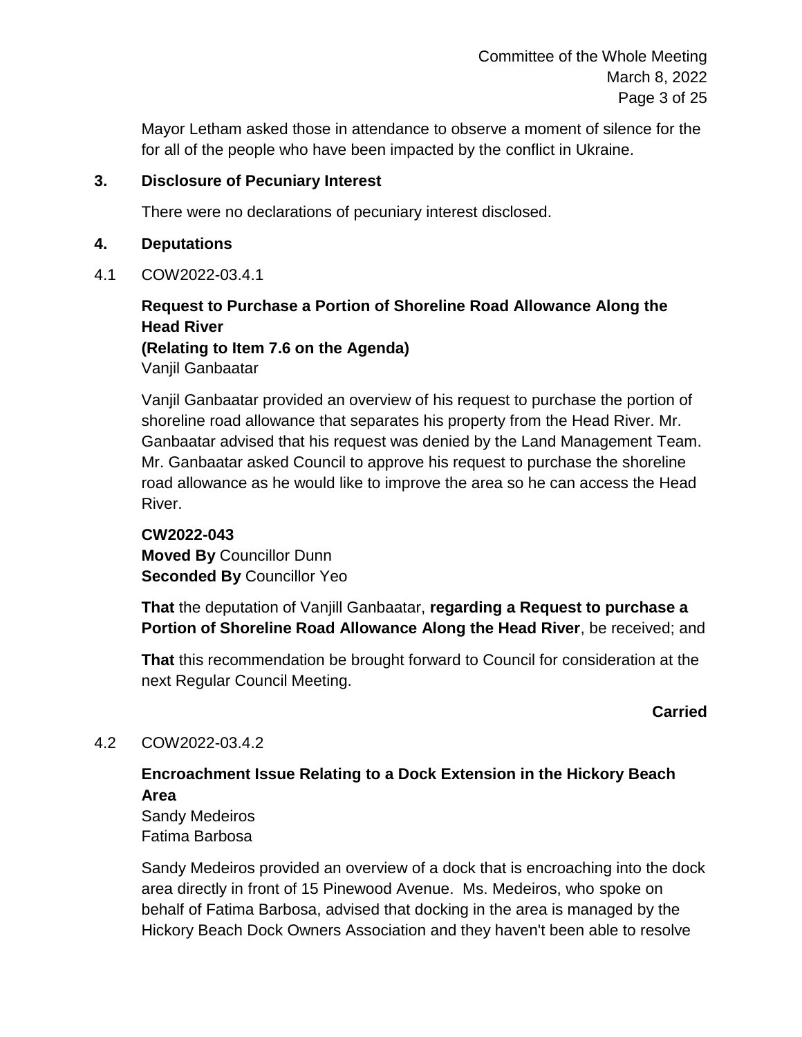Mayor Letham asked those in attendance to observe a moment of silence for the for all of the people who have been impacted by the conflict in Ukraine.

## 3. Disclosure of Pecuniary Interest

There were no declarations of pecuniary interest disclosed.

## 4. Deputations

4.1 COW2022-03.4.1

**Request to Purchase a Portion of Shoreline Road Allowance Along the Head River**
**(Relating to Item 7.6 on the Agenda)**
Vanjil Ganbaatar

Vanjil Ganbaatar provided an overview of his request to purchase the portion of shoreline road allowance that separates his property from the Head River. Mr. Ganbaatar advised that his request was denied by the Land Management Team. Mr. Ganbaatar asked Council to approve his request to purchase the shoreline road allowance as he would like to improve the area so he can access the Head River.

**CW2022-043**
**Moved By** Councillor Dunn
**Seconded By** Councillor Yeo

**That** the deputation of Vanjill Ganbaatar, **regarding a Request to purchase a Portion of Shoreline Road Allowance Along the Head River**, be received; and

**That** this recommendation be brought forward to Council for consideration at the next Regular Council Meeting.

**Carried**

4.2 COW2022-03.4.2

**Encroachment Issue Relating to a Dock Extension in the Hickory Beach Area**
Sandy Medeiros
Fatima Barbosa

Sandy Medeiros provided an overview of a dock that is encroaching into the dock area directly in front of 15 Pinewood Avenue. Ms. Medeiros, who spoke on behalf of Fatima Barbosa, advised that docking in the area is managed by the Hickory Beach Dock Owners Association and they haven't been able to resolve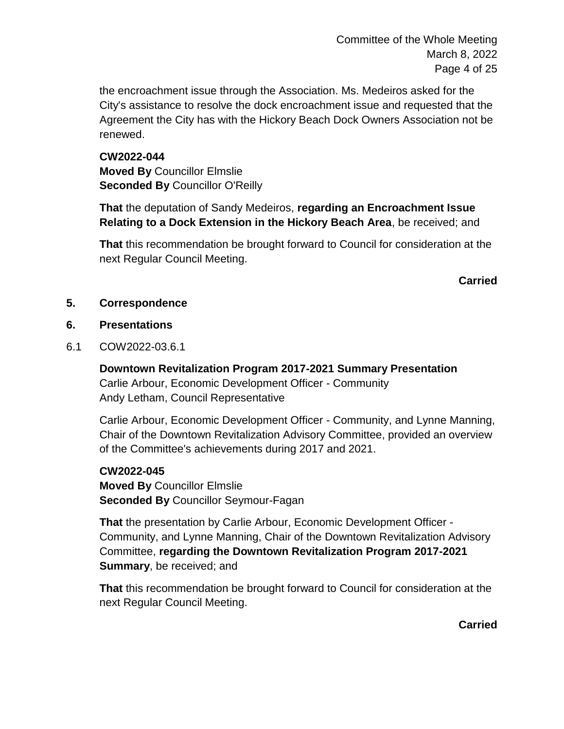the encroachment issue through the Association. Ms. Medeiros asked for the City's assistance to resolve the dock encroachment issue and requested that the Agreement the City has with the Hickory Beach Dock Owners Association not be renewed.

**CW2022-044**
**Moved By** Councillor Elmslie
**Seconded By** Councillor O'Reilly

**That** the deputation of Sandy Medeiros, **regarding an Encroachment Issue Relating to a Dock Extension in the Hickory Beach Area**, be received; and

**That** this recommendation be brought forward to Council for consideration at the next Regular Council Meeting.

**Carried**

## 5. Correspondence

## 6. Presentations

6.1 COW2022-03.6.1

**Downtown Revitalization Program 2017-2021 Summary Presentation**
Carlie Arbour, Economic Development Officer - Community
Andy Letham, Council Representative

Carlie Arbour, Economic Development Officer - Community, and Lynne Manning, Chair of the Downtown Revitalization Advisory Committee, provided an overview of the Committee's achievements during 2017 and 2021.

**CW2022-045**
**Moved By** Councillor Elmslie
**Seconded By** Councillor Seymour-Fagan

**That** the presentation by Carlie Arbour, Economic Development Officer - Community, and Lynne Manning, Chair of the Downtown Revitalization Advisory Committee, **regarding the Downtown Revitalization Program 2017-2021 Summary**, be received; and

**That** this recommendation be brought forward to Council for consideration at the next Regular Council Meeting.

**Carried**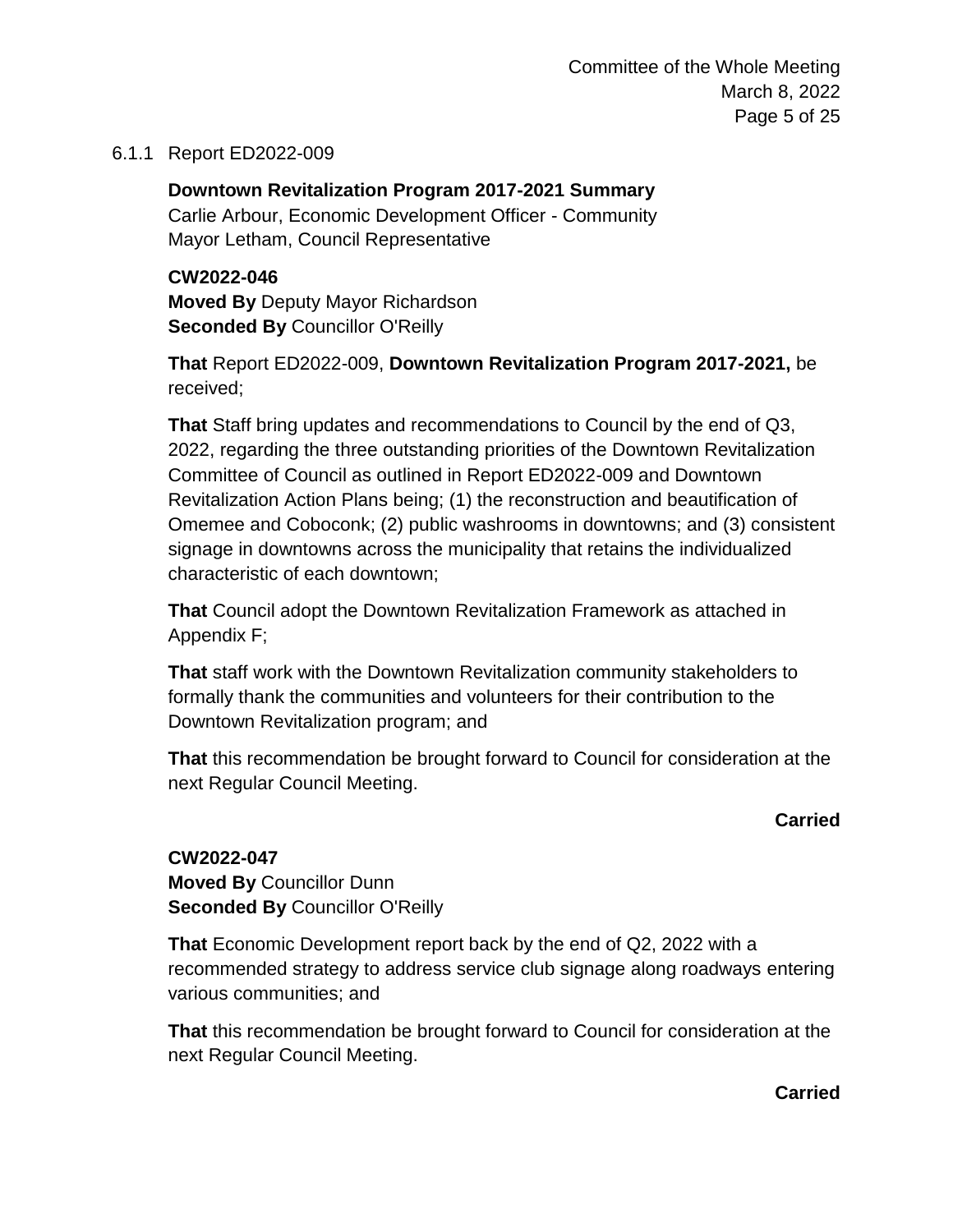### 6.1.1 Report ED2022-009

**Downtown Revitalization Program 2017-2021 Summary**
Carlie Arbour, Economic Development Officer - Community
Mayor Letham, Council Representative

**CW2022-046**
**Moved By** Deputy Mayor Richardson
**Seconded By** Councillor O'Reilly

**That** Report ED2022-009, **Downtown Revitalization Program 2017-2021,** be received;

**That** Staff bring updates and recommendations to Council by the end of Q3, 2022, regarding the three outstanding priorities of the Downtown Revitalization Committee of Council as outlined in Report ED2022-009 and Downtown Revitalization Action Plans being; (1) the reconstruction and beautification of Omemee and Coboconk; (2) public washrooms in downtowns; and (3) consistent signage in downtowns across the municipality that retains the individualized characteristic of each downtown;

**That** Council adopt the Downtown Revitalization Framework as attached in Appendix F;

**That** staff work with the Downtown Revitalization community stakeholders to formally thank the communities and volunteers for their contribution to the Downtown Revitalization program; and

**That** this recommendation be brought forward to Council for consideration at the next Regular Council Meeting.

**Carried**

**CW2022-047**
**Moved By** Councillor Dunn
**Seconded By** Councillor O'Reilly

**That** Economic Development report back by the end of Q2, 2022 with a recommended strategy to address service club signage along roadways entering various communities; and

**That** this recommendation be brought forward to Council for consideration at the next Regular Council Meeting.

**Carried**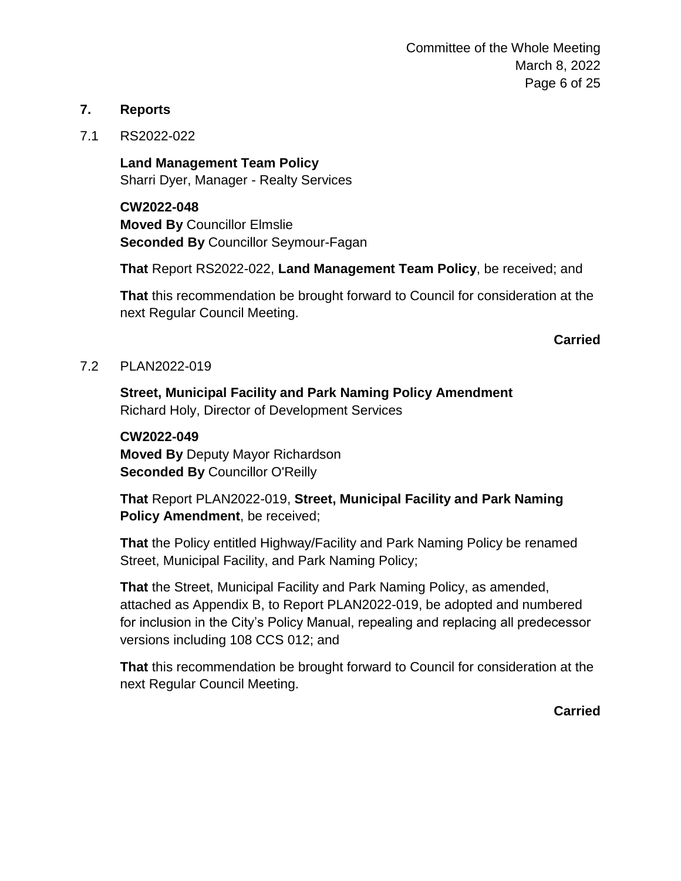## 7. Reports

7.1 RS2022-022

**Land Management Team Policy**
Sharri Dyer, Manager - Realty Services

**CW2022-048**
**Moved By** Councillor Elmslie
**Seconded By** Councillor Seymour-Fagan

**That** Report RS2022-022, **Land Management Team Policy**, be received; and

**That** this recommendation be brought forward to Council for consideration at the next Regular Council Meeting.

**Carried**

7.2 PLAN2022-019

**Street, Municipal Facility and Park Naming Policy Amendment**
Richard Holy, Director of Development Services

**CW2022-049**
**Moved By** Deputy Mayor Richardson
**Seconded By** Councillor O'Reilly

**That** Report PLAN2022-019, **Street, Municipal Facility and Park Naming Policy Amendment**, be received;

**That** the Policy entitled Highway/Facility and Park Naming Policy be renamed Street, Municipal Facility, and Park Naming Policy;

**That** the Street, Municipal Facility and Park Naming Policy, as amended, attached as Appendix B, to Report PLAN2022-019, be adopted and numbered for inclusion in the City's Policy Manual, repealing and replacing all predecessor versions including 108 CCS 012; and

**That** this recommendation be brought forward to Council for consideration at the next Regular Council Meeting.

**Carried**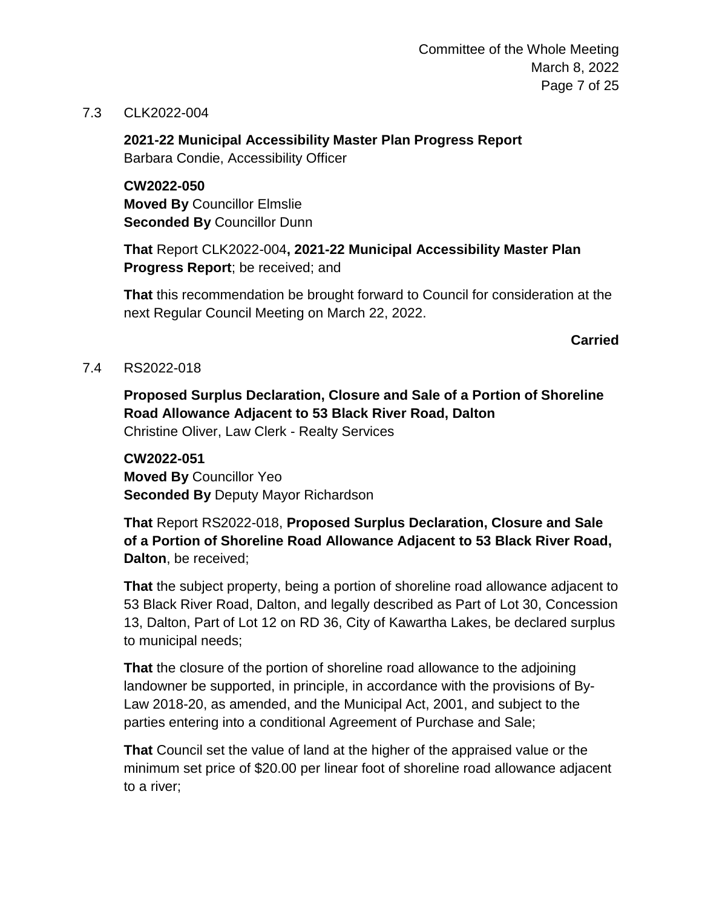7.3 CLK2022-004

**2021-22 Municipal Accessibility Master Plan Progress Report**
Barbara Condie, Accessibility Officer

**CW2022-050**
**Moved By** Councillor Elmslie
**Seconded By** Councillor Dunn

**That** Report CLK2022-004**, 2021-22 Municipal Accessibility Master Plan Progress Report**; be received; and

**That** this recommendation be brought forward to Council for consideration at the next Regular Council Meeting on March 22, 2022.

**Carried**

7.4 RS2022-018

**Proposed Surplus Declaration, Closure and Sale of a Portion of Shoreline Road Allowance Adjacent to 53 Black River Road, Dalton**
Christine Oliver, Law Clerk - Realty Services

**CW2022-051**
**Moved By** Councillor Yeo
**Seconded By** Deputy Mayor Richardson

**That** Report RS2022-018, **Proposed Surplus Declaration, Closure and Sale of a Portion of Shoreline Road Allowance Adjacent to 53 Black River Road, Dalton**, be received;

**That** the subject property, being a portion of shoreline road allowance adjacent to 53 Black River Road, Dalton, and legally described as Part of Lot 30, Concession 13, Dalton, Part of Lot 12 on RD 36, City of Kawartha Lakes, be declared surplus to municipal needs;

**That** the closure of the portion of shoreline road allowance to the adjoining landowner be supported, in principle, in accordance with the provisions of By-Law 2018-20, as amended, and the Municipal Act, 2001, and subject to the parties entering into a conditional Agreement of Purchase and Sale;

**That** Council set the value of land at the higher of the appraised value or the minimum set price of $20.00 per linear foot of shoreline road allowance adjacent to a river;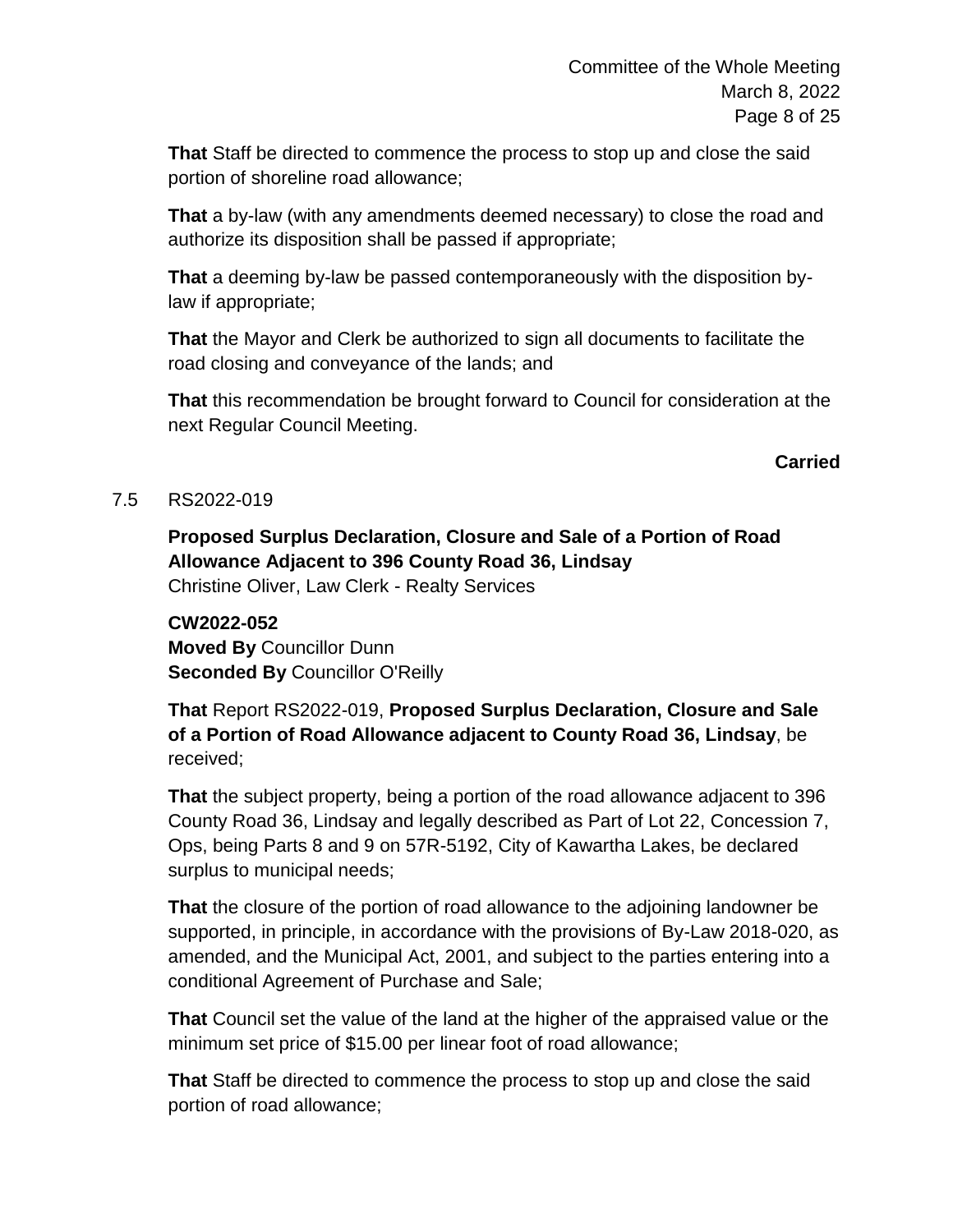**That** Staff be directed to commence the process to stop up and close the said portion of shoreline road allowance;

**That** a by-law (with any amendments deemed necessary) to close the road and authorize its disposition shall be passed if appropriate;

**That** a deeming by-law be passed contemporaneously with the disposition by-law if appropriate;

**That** the Mayor and Clerk be authorized to sign all documents to facilitate the road closing and conveyance of the lands; and

**That** this recommendation be brought forward to Council for consideration at the next Regular Council Meeting.

**Carried**

7.5 RS2022-019

**Proposed Surplus Declaration, Closure and Sale of a Portion of Road Allowance Adjacent to 396 County Road 36, Lindsay**
Christine Oliver, Law Clerk - Realty Services

**CW2022-052**
**Moved By** Councillor Dunn
**Seconded By** Councillor O'Reilly

**That** Report RS2022-019, **Proposed Surplus Declaration, Closure and Sale of a Portion of Road Allowance adjacent to County Road 36, Lindsay**, be received;

**That** the subject property, being a portion of the road allowance adjacent to 396 County Road 36, Lindsay and legally described as Part of Lot 22, Concession 7, Ops, being Parts 8 and 9 on 57R-5192, City of Kawartha Lakes, be declared surplus to municipal needs;

**That** the closure of the portion of road allowance to the adjoining landowner be supported, in principle, in accordance with the provisions of By-Law 2018-020, as amended, and the Municipal Act, 2001, and subject to the parties entering into a conditional Agreement of Purchase and Sale;

**That** Council set the value of the land at the higher of the appraised value or the minimum set price of $15.00 per linear foot of road allowance;

**That** Staff be directed to commence the process to stop up and close the said portion of road allowance;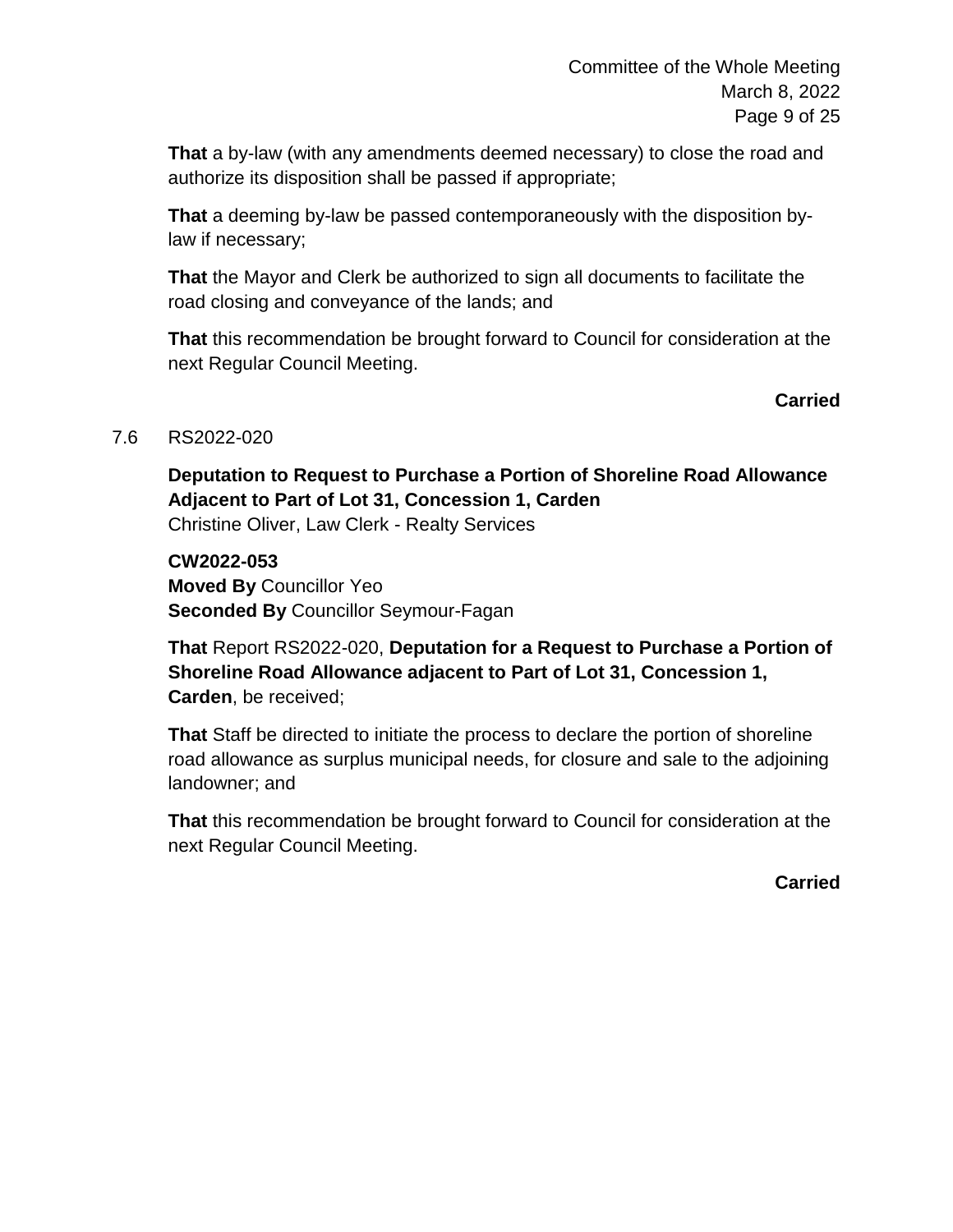**That** a by-law (with any amendments deemed necessary) to close the road and authorize its disposition shall be passed if appropriate;

**That** a deeming by-law be passed contemporaneously with the disposition by-law if necessary;

**That** the Mayor and Clerk be authorized to sign all documents to facilitate the road closing and conveyance of the lands; and

**That** this recommendation be brought forward to Council for consideration at the next Regular Council Meeting.

**Carried**

7.6 RS2022-020

**Deputation to Request to Purchase a Portion of Shoreline Road Allowance Adjacent to Part of Lot 31, Concession 1, Carden**
Christine Oliver, Law Clerk - Realty Services

**CW2022-053**
**Moved By** Councillor Yeo
**Seconded By** Councillor Seymour-Fagan

**That** Report RS2022-020, **Deputation for a Request to Purchase a Portion of Shoreline Road Allowance adjacent to Part of Lot 31, Concession 1, Carden**, be received;

**That** Staff be directed to initiate the process to declare the portion of shoreline road allowance as surplus municipal needs, for closure and sale to the adjoining landowner; and

**That** this recommendation be brought forward to Council for consideration at the next Regular Council Meeting.

**Carried**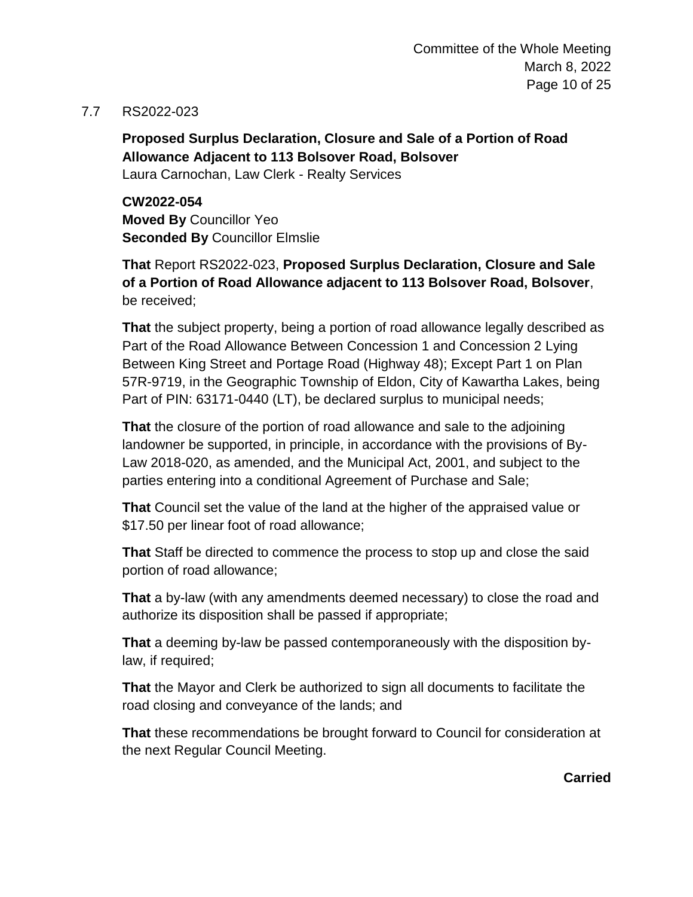7.7 RS2022-023

**Proposed Surplus Declaration, Closure and Sale of a Portion of Road Allowance Adjacent to 113 Bolsover Road, Bolsover**
Laura Carnochan, Law Clerk - Realty Services

**CW2022-054**
**Moved By** Councillor Yeo
**Seconded By** Councillor Elmslie

**That** Report RS2022-023, **Proposed Surplus Declaration, Closure and Sale of a Portion of Road Allowance adjacent to 113 Bolsover Road, Bolsover**, be received;

**That** the subject property, being a portion of road allowance legally described as Part of the Road Allowance Between Concession 1 and Concession 2 Lying Between King Street and Portage Road (Highway 48); Except Part 1 on Plan 57R-9719, in the Geographic Township of Eldon, City of Kawartha Lakes, being Part of PIN: 63171-0440 (LT), be declared surplus to municipal needs;

**That** the closure of the portion of road allowance and sale to the adjoining landowner be supported, in principle, in accordance with the provisions of By-Law 2018-020, as amended, and the Municipal Act, 2001, and subject to the parties entering into a conditional Agreement of Purchase and Sale;

**That** Council set the value of the land at the higher of the appraised value or $17.50 per linear foot of road allowance;

**That** Staff be directed to commence the process to stop up and close the said portion of road allowance;

**That** a by-law (with any amendments deemed necessary) to close the road and authorize its disposition shall be passed if appropriate;

**That** a deeming by-law be passed contemporaneously with the disposition by-law, if required;

**That** the Mayor and Clerk be authorized to sign all documents to facilitate the road closing and conveyance of the lands; and

**That** these recommendations be brought forward to Council for consideration at the next Regular Council Meeting.

**Carried**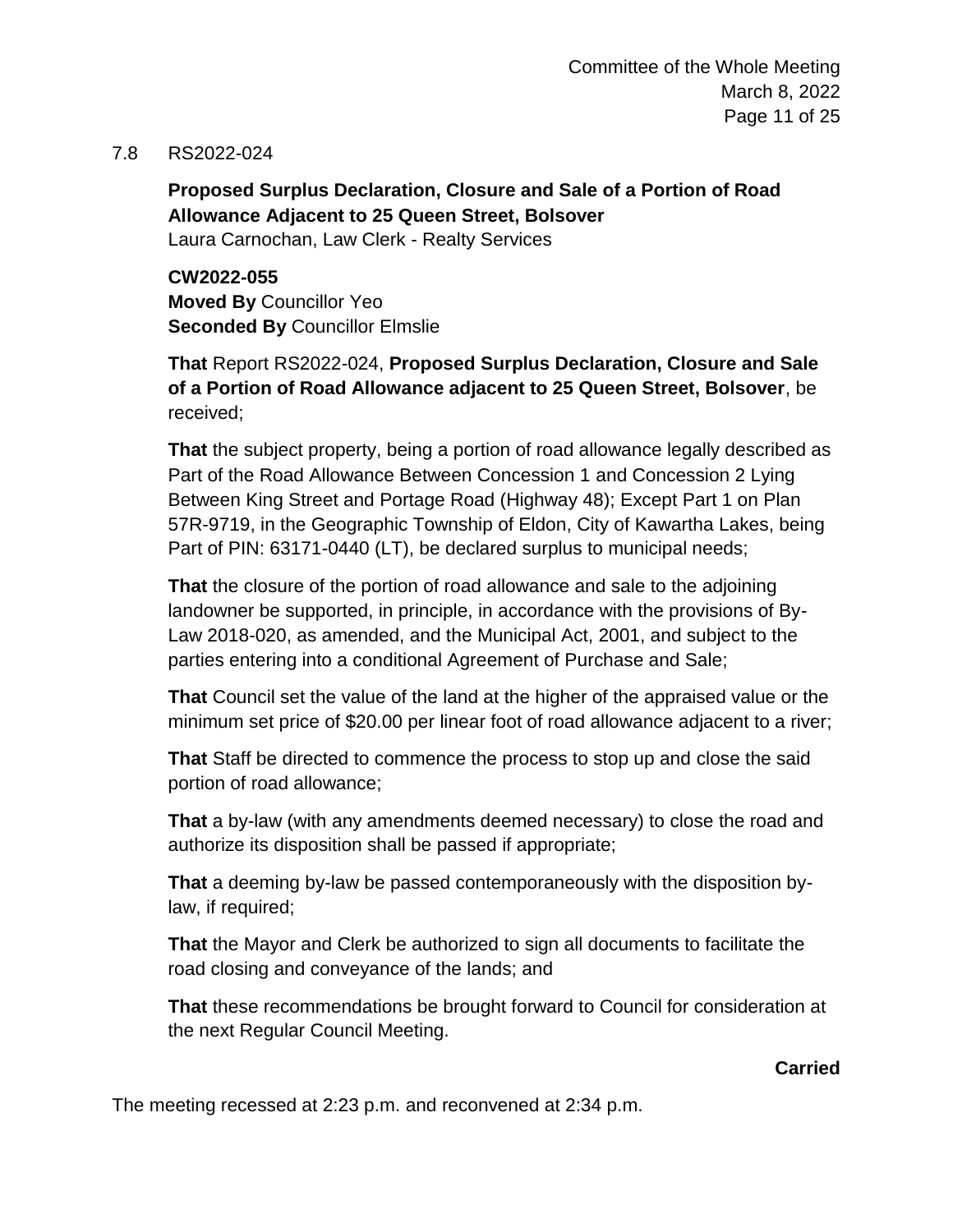7.8 RS2022-024

**Proposed Surplus Declaration, Closure and Sale of a Portion of Road Allowance Adjacent to 25 Queen Street, Bolsover**
Laura Carnochan, Law Clerk - Realty Services

**CW2022-055**
**Moved By** Councillor Yeo
**Seconded By** Councillor Elmslie

**That** Report RS2022-024, **Proposed Surplus Declaration, Closure and Sale of a Portion of Road Allowance adjacent to 25 Queen Street, Bolsover**, be received;

**That** the subject property, being a portion of road allowance legally described as Part of the Road Allowance Between Concession 1 and Concession 2 Lying Between King Street and Portage Road (Highway 48); Except Part 1 on Plan 57R-9719, in the Geographic Township of Eldon, City of Kawartha Lakes, being Part of PIN: 63171-0440 (LT), be declared surplus to municipal needs;

**That** the closure of the portion of road allowance and sale to the adjoining landowner be supported, in principle, in accordance with the provisions of By-Law 2018-020, as amended, and the Municipal Act, 2001, and subject to the parties entering into a conditional Agreement of Purchase and Sale;

**That** Council set the value of the land at the higher of the appraised value or the minimum set price of $20.00 per linear foot of road allowance adjacent to a river;

**That** Staff be directed to commence the process to stop up and close the said portion of road allowance;

**That** a by-law (with any amendments deemed necessary) to close the road and authorize its disposition shall be passed if appropriate;

**That** a deeming by-law be passed contemporaneously with the disposition by-law, if required;

**That** the Mayor and Clerk be authorized to sign all documents to facilitate the road closing and conveyance of the lands; and

**That** these recommendations be brought forward to Council for consideration at the next Regular Council Meeting.

**Carried**

The meeting recessed at 2:23 p.m. and reconvened at 2:34 p.m.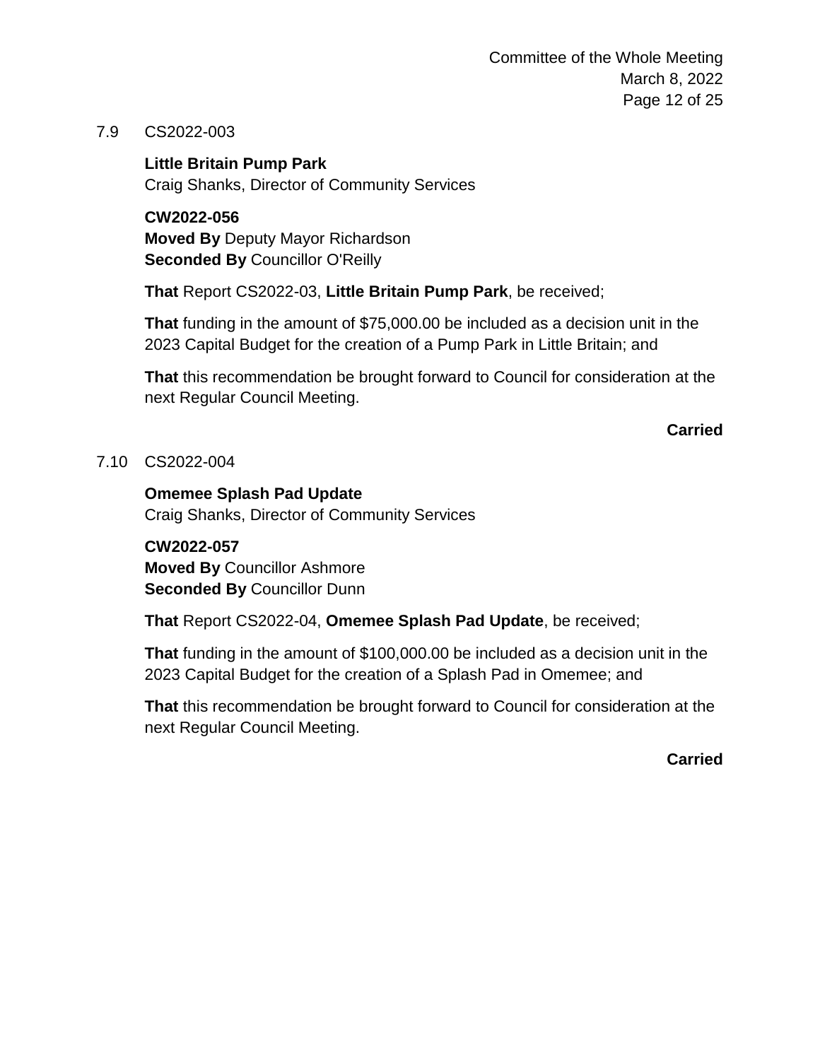7.9 CS2022-003

**Little Britain Pump Park**
Craig Shanks, Director of Community Services

**CW2022-056**
**Moved By** Deputy Mayor Richardson
**Seconded By** Councillor O'Reilly

**That** Report CS2022-03, **Little Britain Pump Park**, be received;

**That** funding in the amount of $75,000.00 be included as a decision unit in the 2023 Capital Budget for the creation of a Pump Park in Little Britain; and

**That** this recommendation be brought forward to Council for consideration at the next Regular Council Meeting.

**Carried**

7.10 CS2022-004

**Omemee Splash Pad Update**
Craig Shanks, Director of Community Services

**CW2022-057**
**Moved By** Councillor Ashmore
**Seconded By** Councillor Dunn

**That** Report CS2022-04, **Omemee Splash Pad Update**, be received;

**That** funding in the amount of $100,000.00 be included as a decision unit in the 2023 Capital Budget for the creation of a Splash Pad in Omemee; and

**That** this recommendation be brought forward to Council for consideration at the next Regular Council Meeting.

**Carried**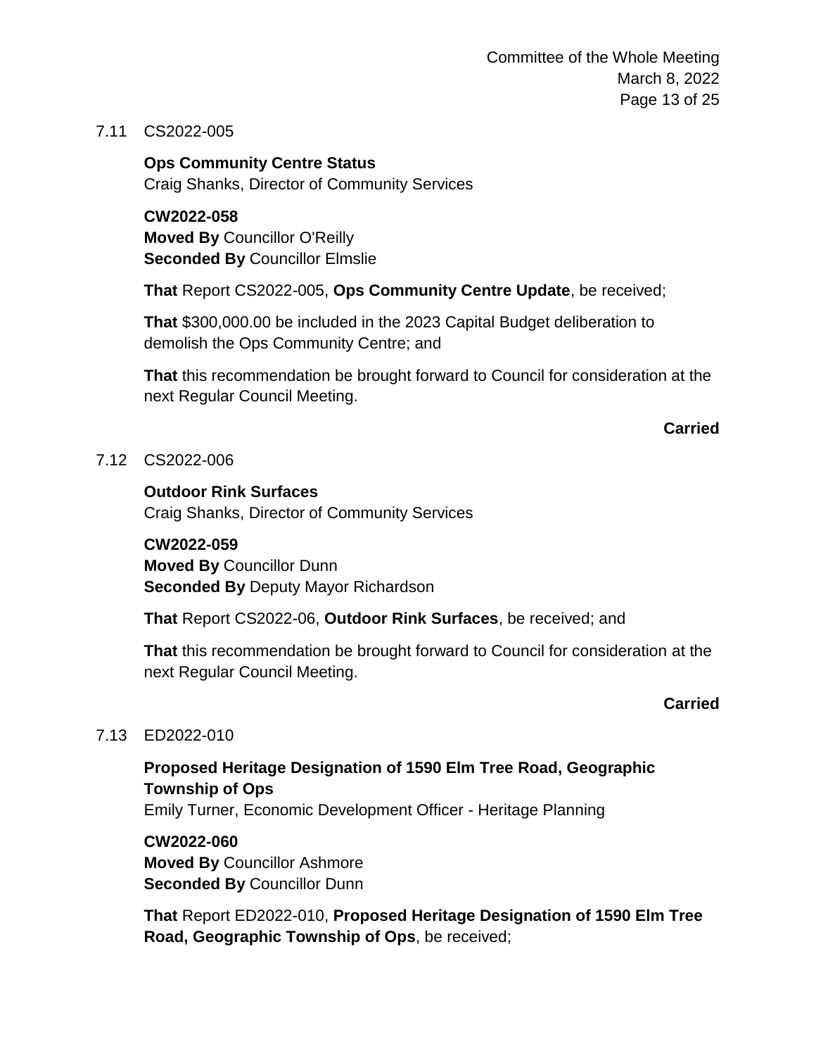7.11 CS2022-005

**Ops Community Centre Status**
Craig Shanks, Director of Community Services

**CW2022-058**
**Moved By** Councillor O'Reilly
**Seconded By** Councillor Elmslie

**That** Report CS2022-005, **Ops Community Centre Update**, be received;

**That** $300,000.00 be included in the 2023 Capital Budget deliberation to demolish the Ops Community Centre; and

**That** this recommendation be brought forward to Council for consideration at the next Regular Council Meeting.

**Carried**

7.12 CS2022-006

**Outdoor Rink Surfaces**
Craig Shanks, Director of Community Services

**CW2022-059**
**Moved By** Councillor Dunn
**Seconded By** Deputy Mayor Richardson

**That** Report CS2022-06, **Outdoor Rink Surfaces**, be received; and

**That** this recommendation be brought forward to Council for consideration at the next Regular Council Meeting.

**Carried**

7.13 ED2022-010

**Proposed Heritage Designation of 1590 Elm Tree Road, Geographic Township of Ops**
Emily Turner, Economic Development Officer - Heritage Planning

**CW2022-060**
**Moved By** Councillor Ashmore
**Seconded By** Councillor Dunn

**That** Report ED2022-010, **Proposed Heritage Designation of 1590 Elm Tree Road, Geographic Township of Ops**, be received;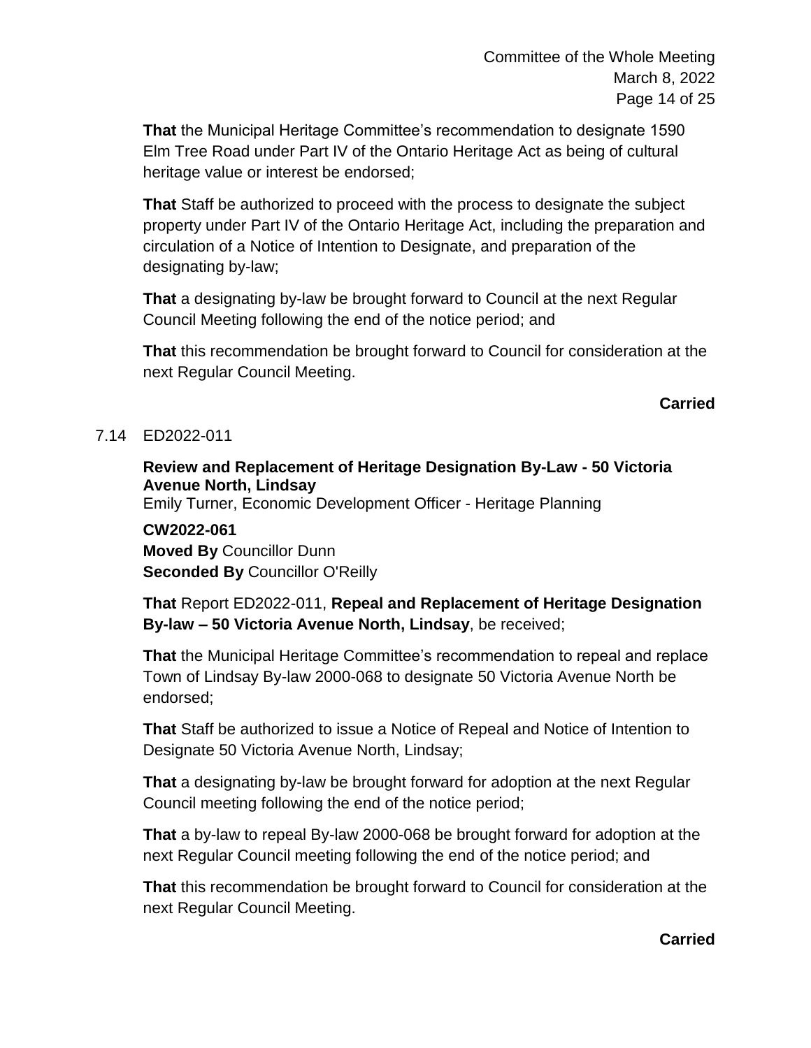**That** the Municipal Heritage Committee's recommendation to designate 1590 Elm Tree Road under Part IV of the Ontario Heritage Act as being of cultural heritage value or interest be endorsed;

**That** Staff be authorized to proceed with the process to designate the subject property under Part IV of the Ontario Heritage Act, including the preparation and circulation of a Notice of Intention to Designate, and preparation of the designating by-law;

**That** a designating by-law be brought forward to Council at the next Regular Council Meeting following the end of the notice period; and

**That** this recommendation be brought forward to Council for consideration at the next Regular Council Meeting.

**Carried**

7.14 ED2022-011

**Review and Replacement of Heritage Designation By-Law - 50 Victoria Avenue North, Lindsay**
Emily Turner, Economic Development Officer - Heritage Planning

**CW2022-061**
**Moved By** Councillor Dunn
**Seconded By** Councillor O'Reilly

**That** Report ED2022-011, **Repeal and Replacement of Heritage Designation By-law – 50 Victoria Avenue North, Lindsay**, be received;

**That** the Municipal Heritage Committee's recommendation to repeal and replace Town of Lindsay By-law 2000-068 to designate 50 Victoria Avenue North be endorsed;

**That** Staff be authorized to issue a Notice of Repeal and Notice of Intention to Designate 50 Victoria Avenue North, Lindsay;

**That** a designating by-law be brought forward for adoption at the next Regular Council meeting following the end of the notice period;

**That** a by-law to repeal By-law 2000-068 be brought forward for adoption at the next Regular Council meeting following the end of the notice period; and

**That** this recommendation be brought forward to Council for consideration at the next Regular Council Meeting.

**Carried**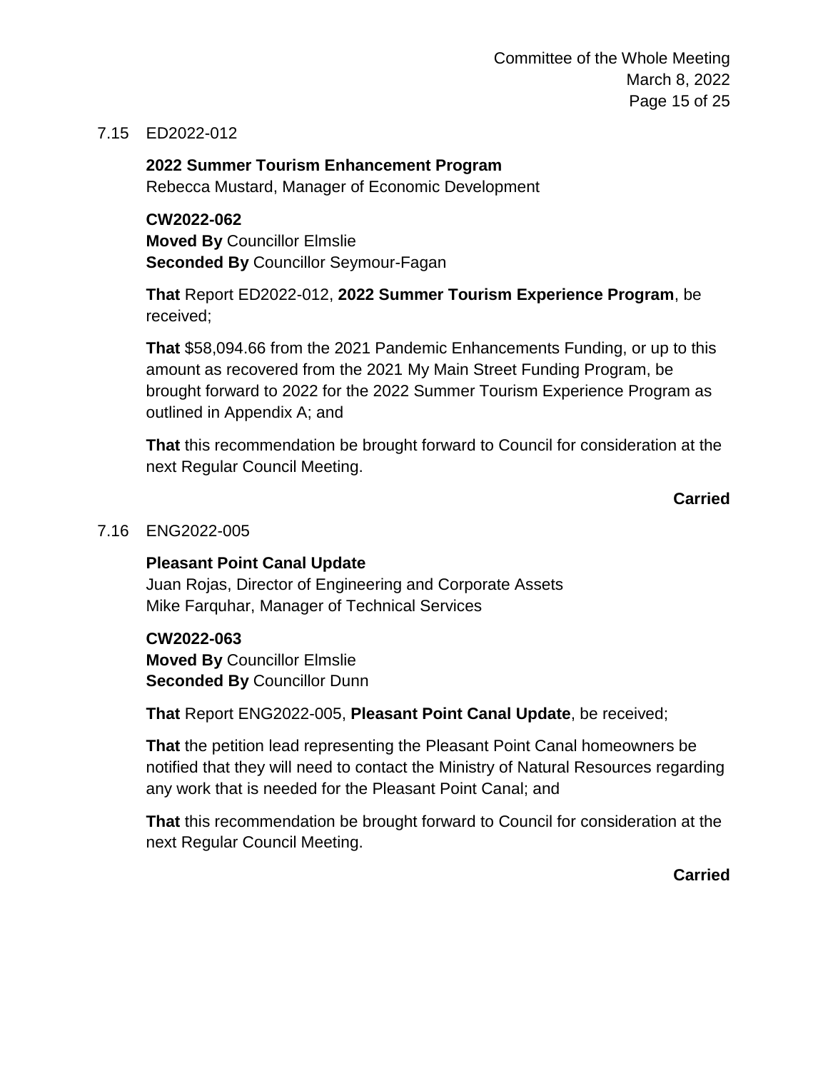7.15 ED2022-012

**2022 Summer Tourism Enhancement Program**
Rebecca Mustard, Manager of Economic Development

**CW2022-062**
**Moved By** Councillor Elmslie
**Seconded By** Councillor Seymour-Fagan

**That** Report ED2022-012, **2022 Summer Tourism Experience Program**, be received;

**That** $58,094.66 from the 2021 Pandemic Enhancements Funding, or up to this amount as recovered from the 2021 My Main Street Funding Program, be brought forward to 2022 for the 2022 Summer Tourism Experience Program as outlined in Appendix A; and

**That** this recommendation be brought forward to Council for consideration at the next Regular Council Meeting.

**Carried**

7.16 ENG2022-005

**Pleasant Point Canal Update**
Juan Rojas, Director of Engineering and Corporate Assets
Mike Farquhar, Manager of Technical Services

**CW2022-063**
**Moved By** Councillor Elmslie
**Seconded By** Councillor Dunn

**That** Report ENG2022-005, **Pleasant Point Canal Update**, be received;

**That** the petition lead representing the Pleasant Point Canal homeowners be notified that they will need to contact the Ministry of Natural Resources regarding any work that is needed for the Pleasant Point Canal; and

**That** this recommendation be brought forward to Council for consideration at the next Regular Council Meeting.

**Carried**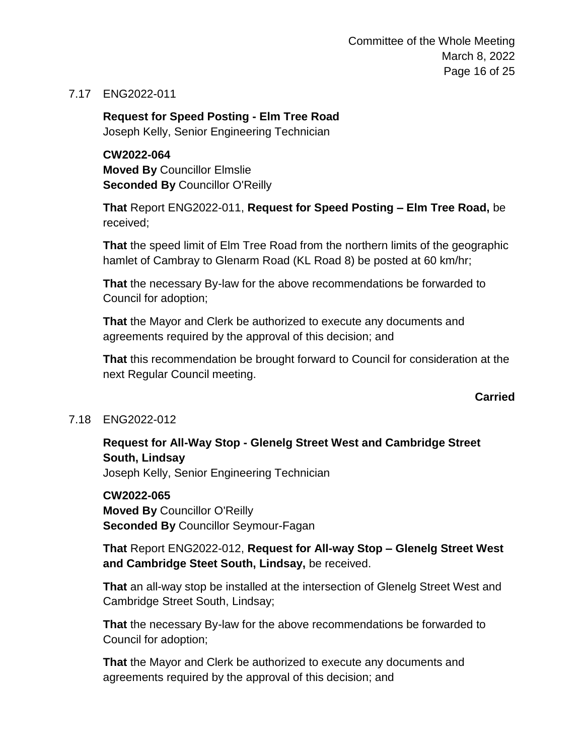7.17 ENG2022-011

**Request for Speed Posting - Elm Tree Road**
Joseph Kelly, Senior Engineering Technician

**CW2022-064**
**Moved By** Councillor Elmslie
**Seconded By** Councillor O'Reilly

**That** Report ENG2022-011, **Request for Speed Posting – Elm Tree Road,** be received;

**That** the speed limit of Elm Tree Road from the northern limits of the geographic hamlet of Cambray to Glenarm Road (KL Road 8) be posted at 60 km/hr;

**That** the necessary By-law for the above recommendations be forwarded to Council for adoption;

**That** the Mayor and Clerk be authorized to execute any documents and agreements required by the approval of this decision; and

**That** this recommendation be brought forward to Council for consideration at the next Regular Council meeting.

**Carried**

7.18 ENG2022-012

**Request for All-Way Stop - Glenelg Street West and Cambridge Street South, Lindsay**
Joseph Kelly, Senior Engineering Technician

**CW2022-065**
**Moved By** Councillor O'Reilly
**Seconded By** Councillor Seymour-Fagan

**That** Report ENG2022-012, **Request for All-way Stop – Glenelg Street West and Cambridge Steet South, Lindsay,** be received.

**That** an all-way stop be installed at the intersection of Glenelg Street West and Cambridge Street South, Lindsay;

**That** the necessary By-law for the above recommendations be forwarded to Council for adoption;

**That** the Mayor and Clerk be authorized to execute any documents and agreements required by the approval of this decision; and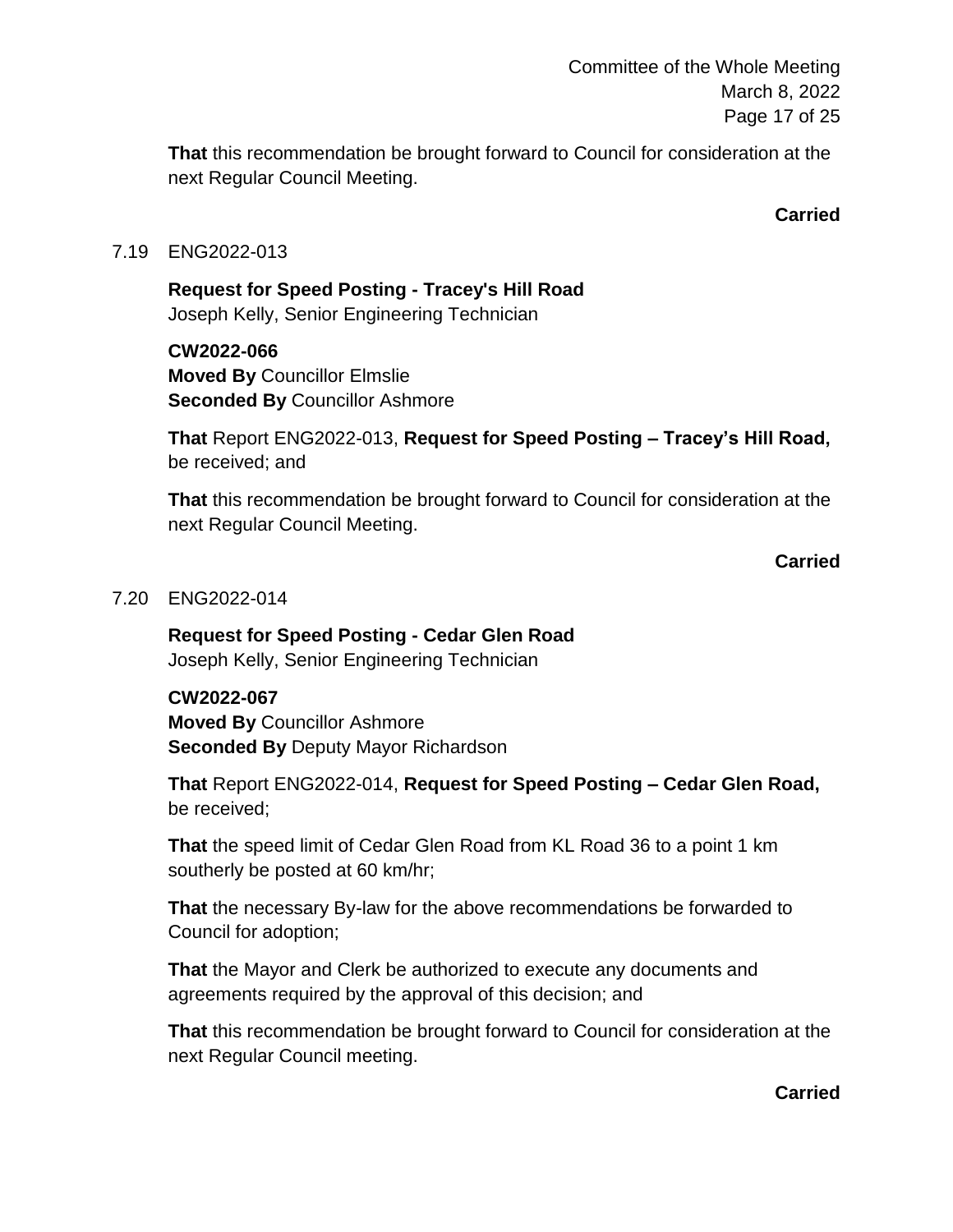**That** this recommendation be brought forward to Council for consideration at the next Regular Council Meeting.

**Carried**

7.19 ENG2022-013

**Request for Speed Posting - Tracey's Hill Road**
Joseph Kelly, Senior Engineering Technician

**CW2022-066**
**Moved By** Councillor Elmslie
**Seconded By** Councillor Ashmore

**That** Report ENG2022-013, **Request for Speed Posting – Tracey's Hill Road,** be received; and

**That** this recommendation be brought forward to Council for consideration at the next Regular Council Meeting.

**Carried**

7.20 ENG2022-014

**Request for Speed Posting - Cedar Glen Road**
Joseph Kelly, Senior Engineering Technician

**CW2022-067**
**Moved By** Councillor Ashmore
**Seconded By** Deputy Mayor Richardson

**That** Report ENG2022-014, **Request for Speed Posting – Cedar Glen Road,** be received;

**That** the speed limit of Cedar Glen Road from KL Road 36 to a point 1 km southerly be posted at 60 km/hr;

**That** the necessary By-law for the above recommendations be forwarded to Council for adoption;

**That** the Mayor and Clerk be authorized to execute any documents and agreements required by the approval of this decision; and

**That** this recommendation be brought forward to Council for consideration at the next Regular Council meeting.

**Carried**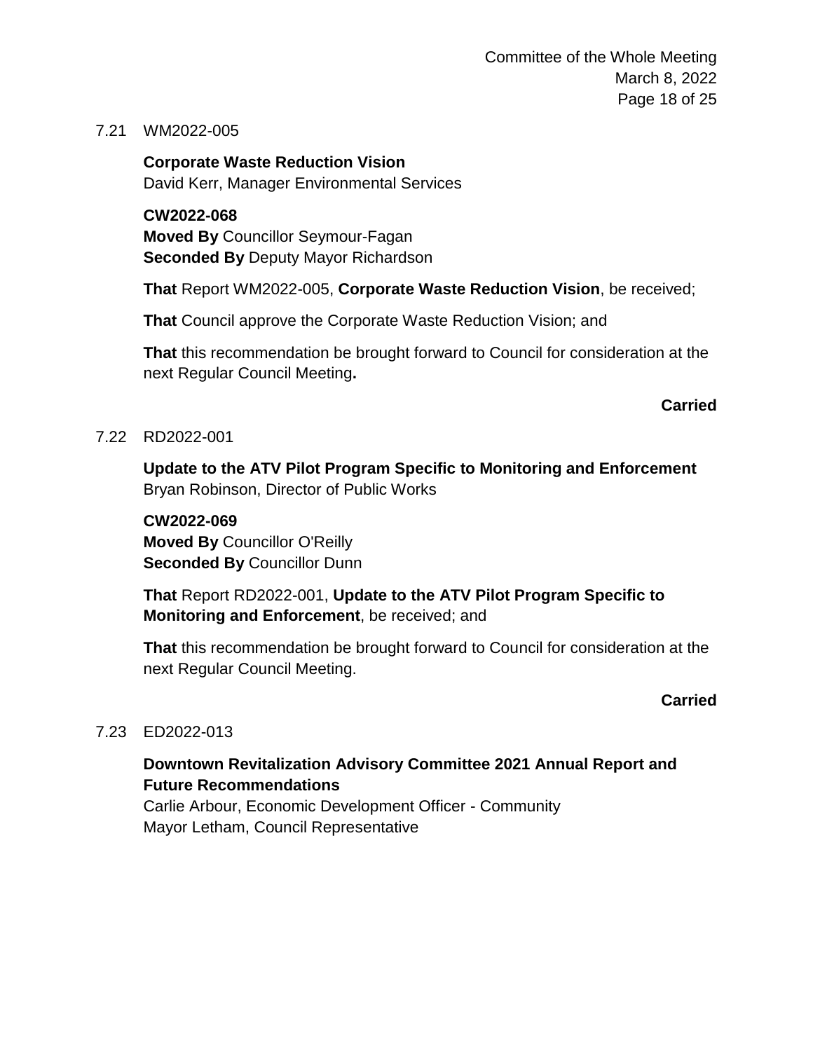7.21 WM2022-005

**Corporate Waste Reduction Vision**
David Kerr, Manager Environmental Services

**CW2022-068**
**Moved By** Councillor Seymour-Fagan
**Seconded By** Deputy Mayor Richardson

**That** Report WM2022-005, **Corporate Waste Reduction Vision**, be received;

**That** Council approve the Corporate Waste Reduction Vision; and

**That** this recommendation be brought forward to Council for consideration at the next Regular Council Meeting**.**

**Carried**

7.22 RD2022-001

**Update to the ATV Pilot Program Specific to Monitoring and Enforcement**
Bryan Robinson, Director of Public Works

**CW2022-069**
**Moved By** Councillor O'Reilly
**Seconded By** Councillor Dunn

**That** Report RD2022-001, **Update to the ATV Pilot Program Specific to Monitoring and Enforcement**, be received; and

**That** this recommendation be brought forward to Council for consideration at the next Regular Council Meeting.

**Carried**

7.23 ED2022-013

**Downtown Revitalization Advisory Committee 2021 Annual Report and Future Recommendations**
Carlie Arbour, Economic Development Officer - Community
Mayor Letham, Council Representative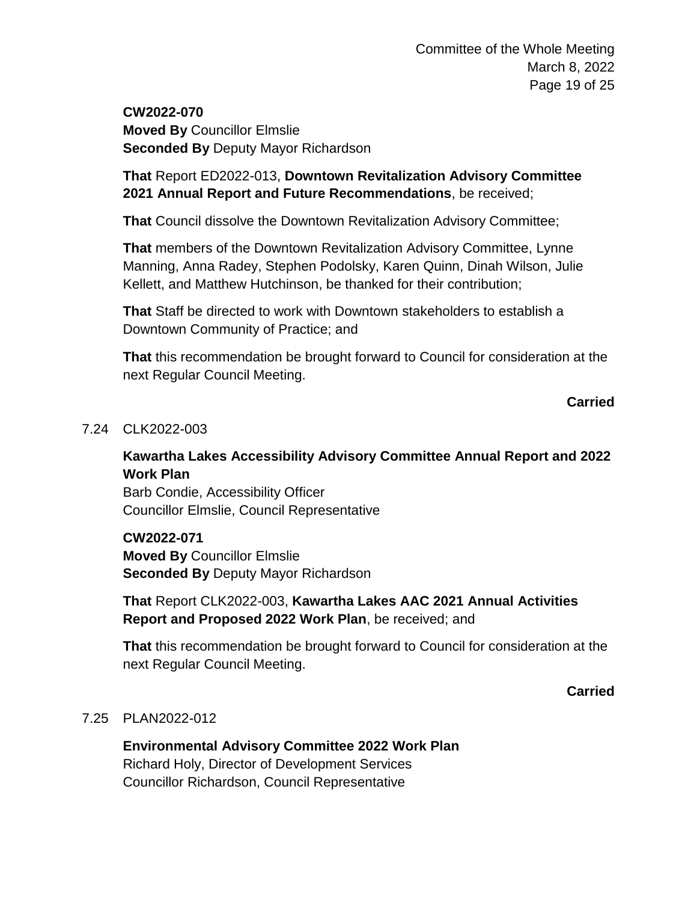**CW2022-070**
**Moved By** Councillor Elmslie
**Seconded By** Deputy Mayor Richardson

**That** Report ED2022-013, **Downtown Revitalization Advisory Committee 2021 Annual Report and Future Recommendations**, be received;

**That** Council dissolve the Downtown Revitalization Advisory Committee;

**That** members of the Downtown Revitalization Advisory Committee, Lynne Manning, Anna Radey, Stephen Podolsky, Karen Quinn, Dinah Wilson, Julie Kellett, and Matthew Hutchinson, be thanked for their contribution;

**That** Staff be directed to work with Downtown stakeholders to establish a Downtown Community of Practice; and

**That** this recommendation be brought forward to Council for consideration at the next Regular Council Meeting.

**Carried**

7.24 CLK2022-003

**Kawartha Lakes Accessibility Advisory Committee Annual Report and 2022 Work Plan**
Barb Condie, Accessibility Officer
Councillor Elmslie, Council Representative

**CW2022-071**
**Moved By** Councillor Elmslie
**Seconded By** Deputy Mayor Richardson

**That** Report CLK2022-003, **Kawartha Lakes AAC 2021 Annual Activities Report and Proposed 2022 Work Plan**, be received; and

**That** this recommendation be brought forward to Council for consideration at the next Regular Council Meeting.

**Carried**

7.25 PLAN2022-012

**Environmental Advisory Committee 2022 Work Plan**
Richard Holy, Director of Development Services
Councillor Richardson, Council Representative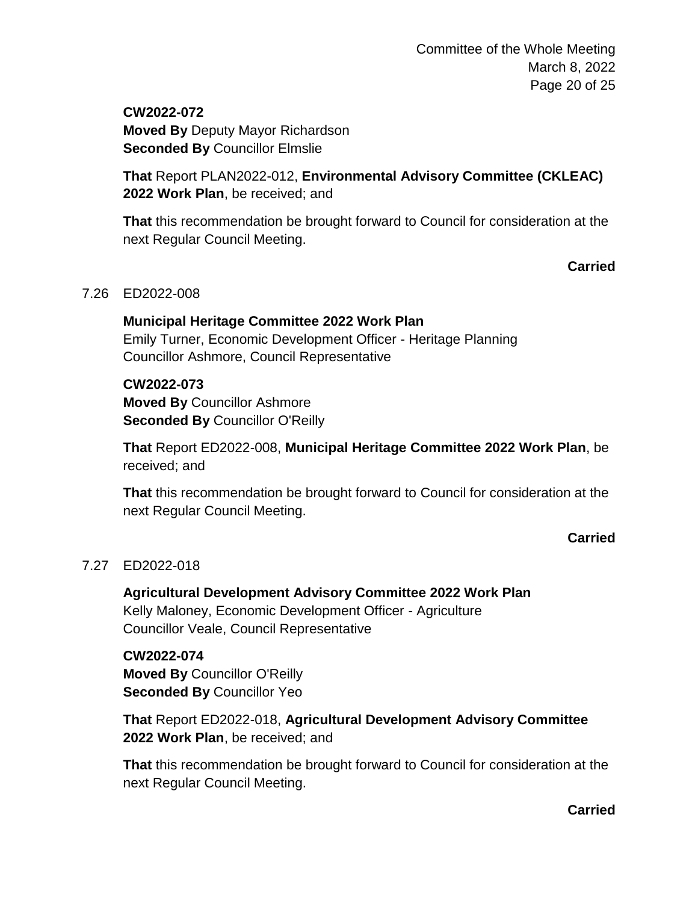**CW2022-072**
**Moved By** Deputy Mayor Richardson
**Seconded By** Councillor Elmslie

**That** Report PLAN2022-012, **Environmental Advisory Committee (CKLEAC) 2022 Work Plan**, be received; and

**That** this recommendation be brought forward to Council for consideration at the next Regular Council Meeting.

**Carried**

7.26 ED2022-008

**Municipal Heritage Committee 2022 Work Plan**
Emily Turner, Economic Development Officer - Heritage Planning
Councillor Ashmore, Council Representative

**CW2022-073**
**Moved By** Councillor Ashmore
**Seconded By** Councillor O'Reilly

**That** Report ED2022-008, **Municipal Heritage Committee 2022 Work Plan**, be received; and

**That** this recommendation be brought forward to Council for consideration at the next Regular Council Meeting.

**Carried**

7.27 ED2022-018

**Agricultural Development Advisory Committee 2022 Work Plan**
Kelly Maloney, Economic Development Officer - Agriculture
Councillor Veale, Council Representative

**CW2022-074**
**Moved By** Councillor O'Reilly
**Seconded By** Councillor Yeo

**That** Report ED2022-018, **Agricultural Development Advisory Committee 2022 Work Plan**, be received; and

**That** this recommendation be brought forward to Council for consideration at the next Regular Council Meeting.

**Carried**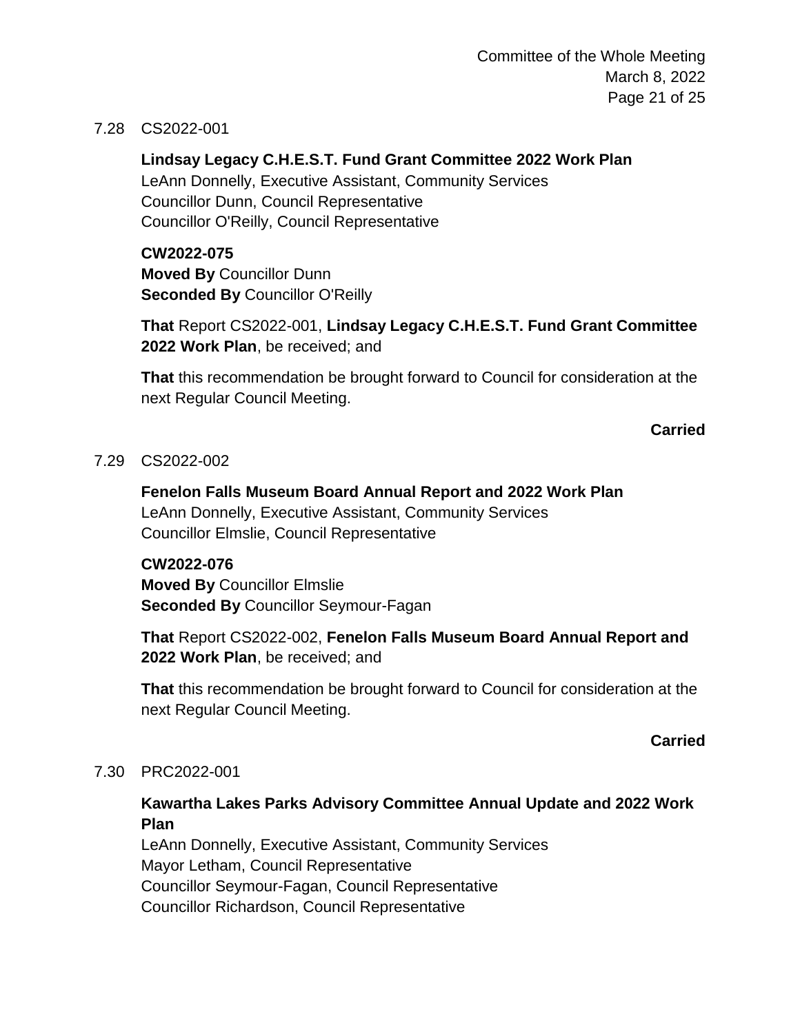7.28 CS2022-001

**Lindsay Legacy C.H.E.S.T. Fund Grant Committee 2022 Work Plan**
LeAnn Donnelly, Executive Assistant, Community Services
Councillor Dunn, Council Representative
Councillor O'Reilly, Council Representative

**CW2022-075**
**Moved By** Councillor Dunn
**Seconded By** Councillor O'Reilly

**That** Report CS2022-001, **Lindsay Legacy C.H.E.S.T. Fund Grant Committee 2022 Work Plan**, be received; and

**That** this recommendation be brought forward to Council for consideration at the next Regular Council Meeting.

**Carried**

7.29 CS2022-002

**Fenelon Falls Museum Board Annual Report and 2022 Work Plan**
LeAnn Donnelly, Executive Assistant, Community Services
Councillor Elmslie, Council Representative

**CW2022-076**
**Moved By** Councillor Elmslie
**Seconded By** Councillor Seymour-Fagan

**That** Report CS2022-002, **Fenelon Falls Museum Board Annual Report and 2022 Work Plan**, be received; and

**That** this recommendation be brought forward to Council for consideration at the next Regular Council Meeting.

**Carried**

7.30 PRC2022-001

**Kawartha Lakes Parks Advisory Committee Annual Update and 2022 Work Plan**
LeAnn Donnelly, Executive Assistant, Community Services
Mayor Letham, Council Representative
Councillor Seymour-Fagan, Council Representative
Councillor Richardson, Council Representative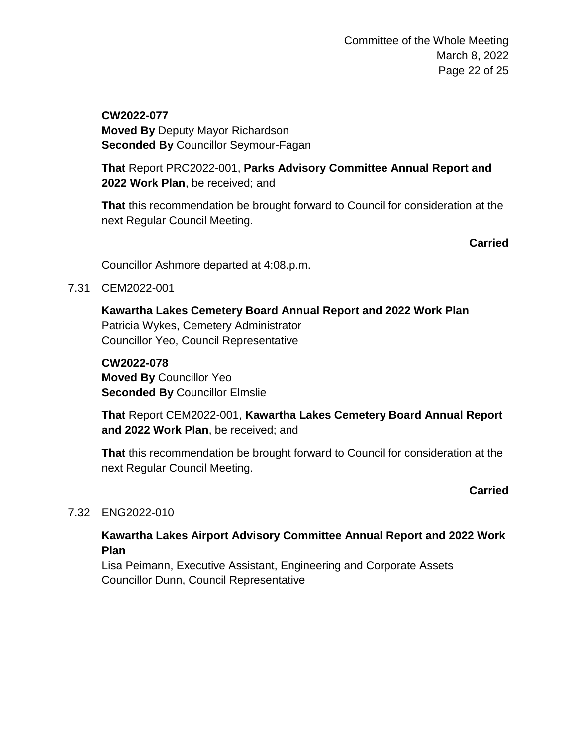**CW2022-077**
**Moved By** Deputy Mayor Richardson
**Seconded By** Councillor Seymour-Fagan

**That** Report PRC2022-001, **Parks Advisory Committee Annual Report and 2022 Work Plan**, be received; and

**That** this recommendation be brought forward to Council for consideration at the next Regular Council Meeting.

**Carried**

Councillor Ashmore departed at 4:08.p.m.

7.31 CEM2022-001

**Kawartha Lakes Cemetery Board Annual Report and 2022 Work Plan**
Patricia Wykes, Cemetery Administrator
Councillor Yeo, Council Representative

**CW2022-078**
**Moved By** Councillor Yeo
**Seconded By** Councillor Elmslie

**That** Report CEM2022-001, **Kawartha Lakes Cemetery Board Annual Report and 2022 Work Plan**, be received; and

**That** this recommendation be brought forward to Council for consideration at the next Regular Council Meeting.

**Carried**

7.32 ENG2022-010

**Kawartha Lakes Airport Advisory Committee Annual Report and 2022 Work Plan**
Lisa Peimann, Executive Assistant, Engineering and Corporate Assets
Councillor Dunn, Council Representative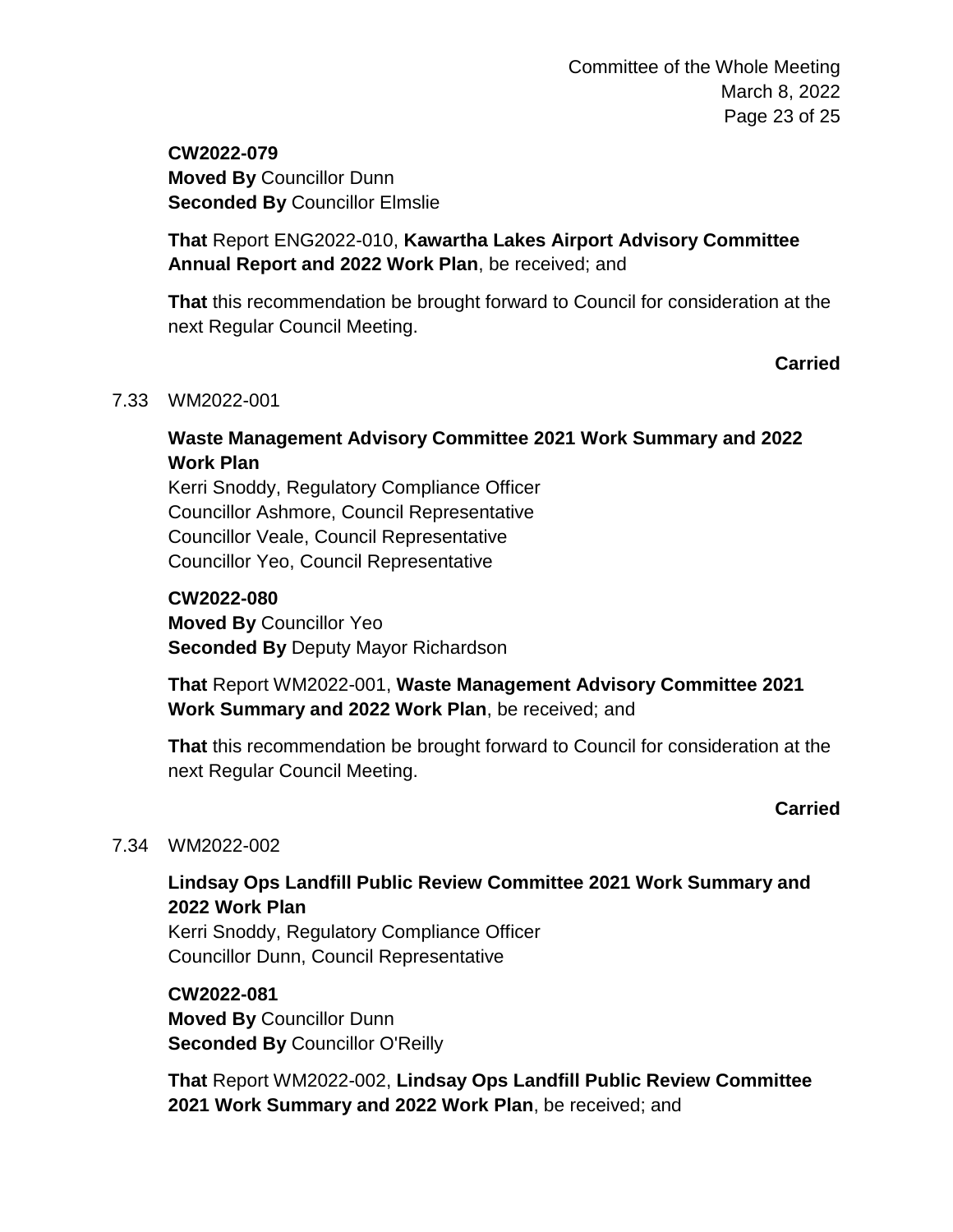**CW2022-079**
**Moved By** Councillor Dunn
**Seconded By** Councillor Elmslie

**That** Report ENG2022-010, **Kawartha Lakes Airport Advisory Committee Annual Report and 2022 Work Plan**, be received; and

**That** this recommendation be brought forward to Council for consideration at the next Regular Council Meeting.

**Carried**

7.33 WM2022-001

**Waste Management Advisory Committee 2021 Work Summary and 2022 Work Plan**
Kerri Snoddy, Regulatory Compliance Officer
Councillor Ashmore, Council Representative
Councillor Veale, Council Representative
Councillor Yeo, Council Representative

**CW2022-080**
**Moved By** Councillor Yeo
**Seconded By** Deputy Mayor Richardson

**That** Report WM2022-001, **Waste Management Advisory Committee 2021 Work Summary and 2022 Work Plan**, be received; and

**That** this recommendation be brought forward to Council for consideration at the next Regular Council Meeting.

**Carried**

7.34 WM2022-002

**Lindsay Ops Landfill Public Review Committee 2021 Work Summary and 2022 Work Plan**
Kerri Snoddy, Regulatory Compliance Officer
Councillor Dunn, Council Representative

**CW2022-081**
**Moved By** Councillor Dunn
**Seconded By** Councillor O'Reilly

**That** Report WM2022-002, **Lindsay Ops Landfill Public Review Committee 2021 Work Summary and 2022 Work Plan**, be received; and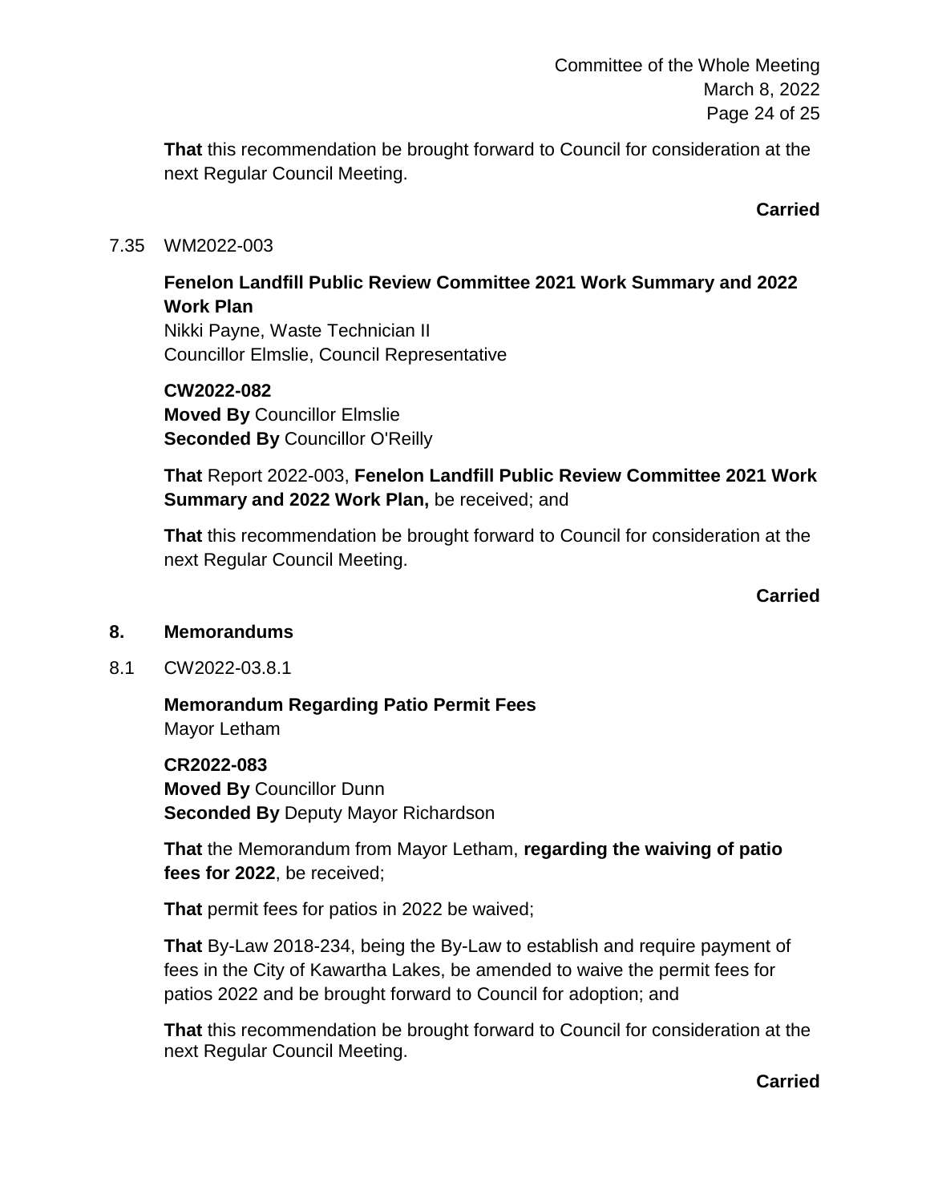**That** this recommendation be brought forward to Council for consideration at the next Regular Council Meeting.

**Carried**

7.35 WM2022-003

**Fenelon Landfill Public Review Committee 2021 Work Summary and 2022 Work Plan**
Nikki Payne, Waste Technician II
Councillor Elmslie, Council Representative

**CW2022-082**
**Moved By** Councillor Elmslie
**Seconded By** Councillor O'Reilly

**That** Report 2022-003, **Fenelon Landfill Public Review Committee 2021 Work Summary and 2022 Work Plan,** be received; and

**That** this recommendation be brought forward to Council for consideration at the next Regular Council Meeting.

**Carried**

## 8. Memorandums

8.1 CW2022-03.8.1

**Memorandum Regarding Patio Permit Fees**
Mayor Letham

**CR2022-083**
**Moved By** Councillor Dunn
**Seconded By** Deputy Mayor Richardson

**That** the Memorandum from Mayor Letham, **regarding the waiving of patio fees for 2022**, be received;

**That** permit fees for patios in 2022 be waived;

**That** By-Law 2018-234, being the By-Law to establish and require payment of fees in the City of Kawartha Lakes, be amended to waive the permit fees for patios 2022 and be brought forward to Council for adoption; and

**That** this recommendation be brought forward to Council for consideration at the next Regular Council Meeting.

**Carried**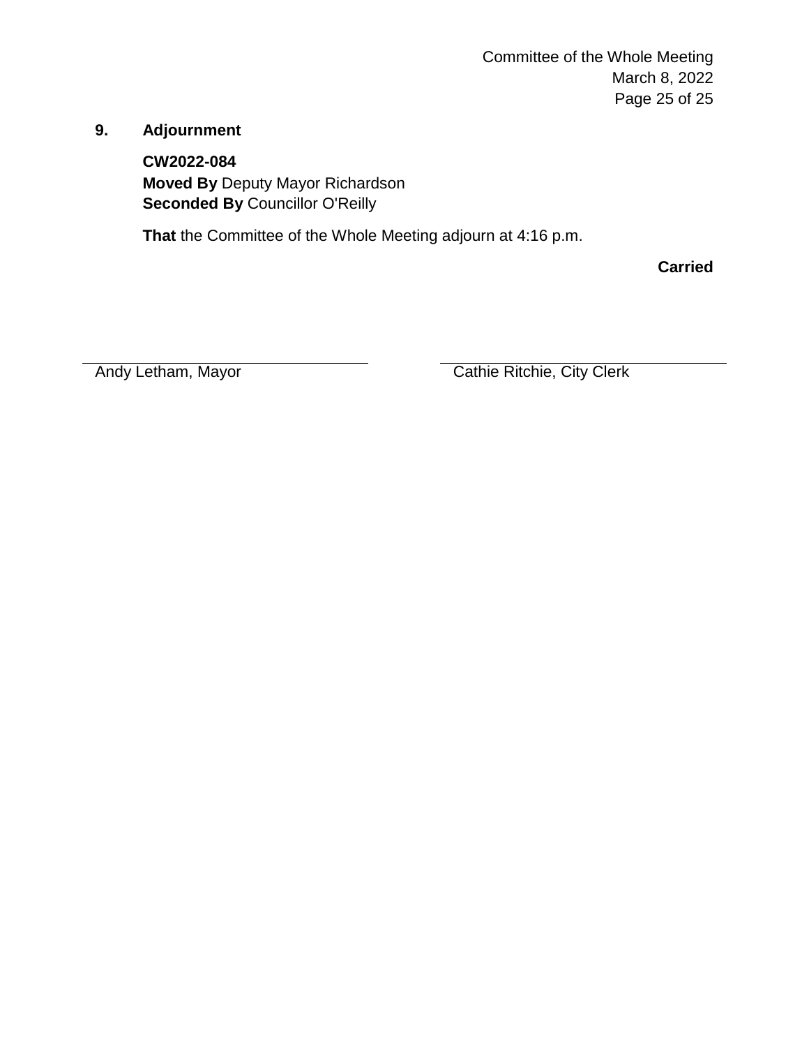## 9. Adjournment

**CW2022-084**
**Moved By** Deputy Mayor Richardson
**Seconded By** Councillor O'Reilly

**That** the Committee of the Whole Meeting adjourn at 4:16 p.m.

**Carried**

Andy Letham, Mayor

Cathie Ritchie, City Clerk